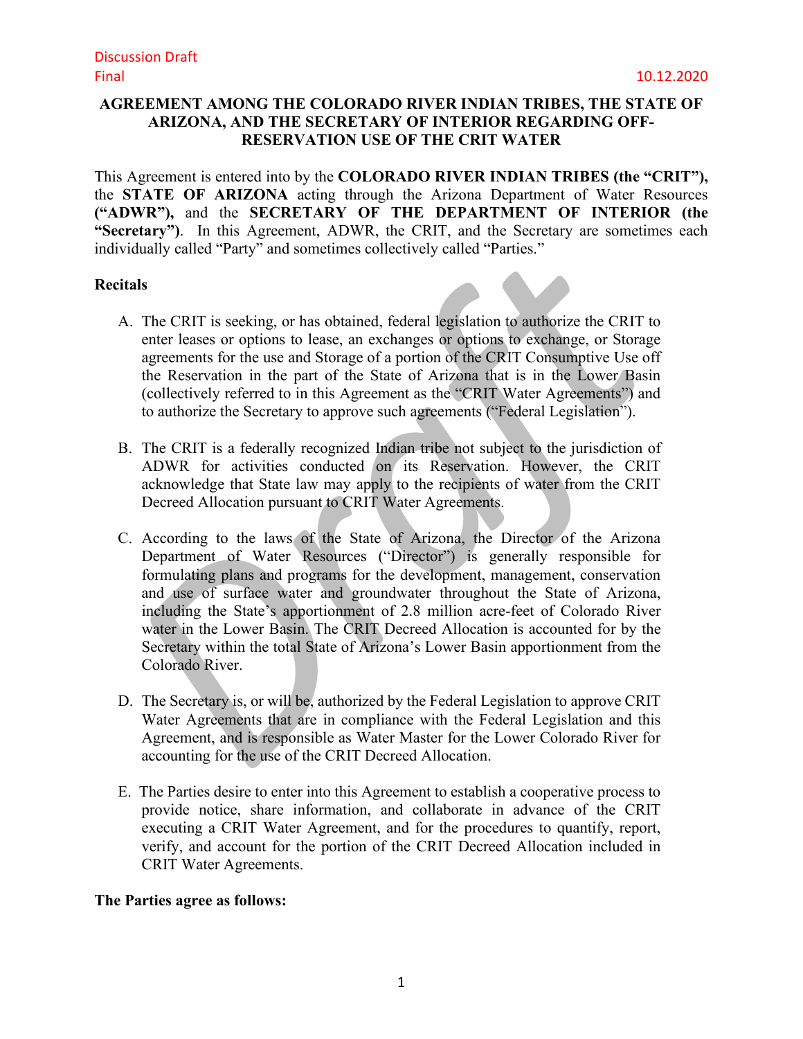Discussion Draft
Final 10.12.2020

**AGREEMENT AMONG THE COLORADO RIVER INDIAN TRIBES, THE STATE OF ARIZONA, AND THE SECRETARY OF INTERIOR REGARDING OFF-RESERVATION USE OF THE CRIT WATER**

This Agreement is entered into by the **COLORADO RIVER INDIAN TRIBES (the "CRIT"),** the **STATE OF ARIZONA** acting through the Arizona Department of Water Resources **("ADWR"),** and the **SECRETARY OF THE DEPARTMENT OF INTERIOR (the "Secretary")**. In this Agreement, ADWR, the CRIT, and the Secretary are sometimes each individually called "Party" and sometimes collectively called "Parties."

**Recitals**

A. The CRIT is seeking, or has obtained, federal legislation to authorize the CRIT to enter leases or options to lease, an exchanges or options to exchange, or Storage agreements for the use and Storage of a portion of the CRIT Consumptive Use off the Reservation in the part of the State of Arizona that is in the Lower Basin (collectively referred to in this Agreement as the "CRIT Water Agreements") and to authorize the Secretary to approve such agreements ("Federal Legislation").

B. The CRIT is a federally recognized Indian tribe not subject to the jurisdiction of ADWR for activities conducted on its Reservation. However, the CRIT acknowledge that State law may apply to the recipients of water from the CRIT Decreed Allocation pursuant to CRIT Water Agreements.

C. According to the laws of the State of Arizona, the Director of the Arizona Department of Water Resources ("Director") is generally responsible for formulating plans and programs for the development, management, conservation and use of surface water and groundwater throughout the State of Arizona, including the State's apportionment of 2.8 million acre-feet of Colorado River water in the Lower Basin. The CRIT Decreed Allocation is accounted for by the Secretary within the total State of Arizona's Lower Basin apportionment from the Colorado River.

D. The Secretary is, or will be, authorized by the Federal Legislation to approve CRIT Water Agreements that are in compliance with the Federal Legislation and this Agreement, and is responsible as Water Master for the Lower Colorado River for accounting for the use of the CRIT Decreed Allocation.

E. The Parties desire to enter into this Agreement to establish a cooperative process to provide notice, share information, and collaborate in advance of the CRIT executing a CRIT Water Agreement, and for the procedures to quantify, report, verify, and account for the portion of the CRIT Decreed Allocation included in CRIT Water Agreements.

**The Parties agree as follows:**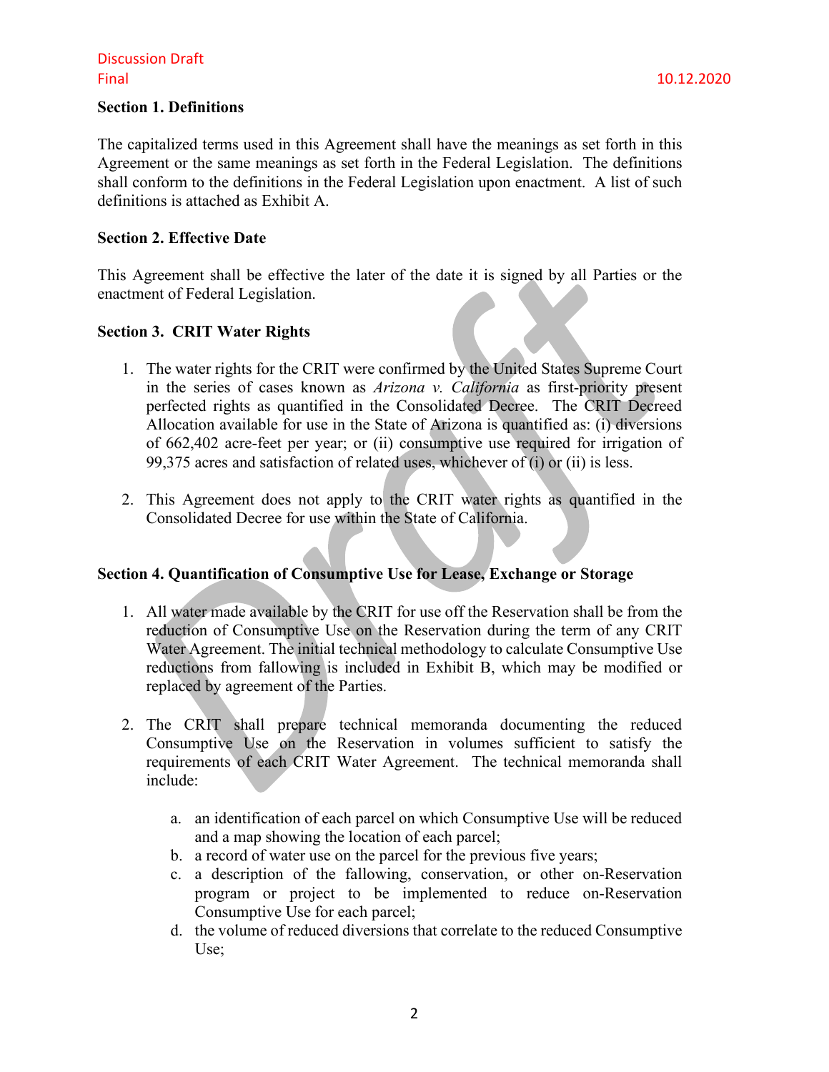## Section 1. Definitions

The capitalized terms used in this Agreement shall have the meanings as set forth in this Agreement or the same meanings as set forth in the Federal Legislation. The definitions shall conform to the definitions in the Federal Legislation upon enactment. A list of such definitions is attached as Exhibit A.

## Section 2. Effective Date

This Agreement shall be effective the later of the date it is signed by all Parties or the enactment of Federal Legislation.

## Section 3. CRIT Water Rights

1. The water rights for the CRIT were confirmed by the United States Supreme Court in the series of cases known as *Arizona v. California* as first-priority present perfected rights as quantified in the Consolidated Decree. The CRIT Decreed Allocation available for use in the State of Arizona is quantified as: (i) diversions of 662,402 acre-feet per year; or (ii) consumptive use required for irrigation of 99,375 acres and satisfaction of related uses, whichever of (i) or (ii) is less.

2. This Agreement does not apply to the CRIT water rights as quantified in the Consolidated Decree for use within the State of California.

## Section 4. Quantification of Consumptive Use for Lease, Exchange or Storage

1. All water made available by the CRIT for use off the Reservation shall be from the reduction of Consumptive Use on the Reservation during the term of any CRIT Water Agreement. The initial technical methodology to calculate Consumptive Use reductions from fallowing is included in Exhibit B, which may be modified or replaced by agreement of the Parties.

2. The CRIT shall prepare technical memoranda documenting the reduced Consumptive Use on the Reservation in volumes sufficient to satisfy the requirements of each CRIT Water Agreement. The technical memoranda shall include:

   a. an identification of each parcel on which Consumptive Use will be reduced and a map showing the location of each parcel;
   b. a record of water use on the parcel for the previous five years;
   c. a description of the fallowing, conservation, or other on-Reservation program or project to be implemented to reduce on-Reservation Consumptive Use for each parcel;
   d. the volume of reduced diversions that correlate to the reduced Consumptive Use;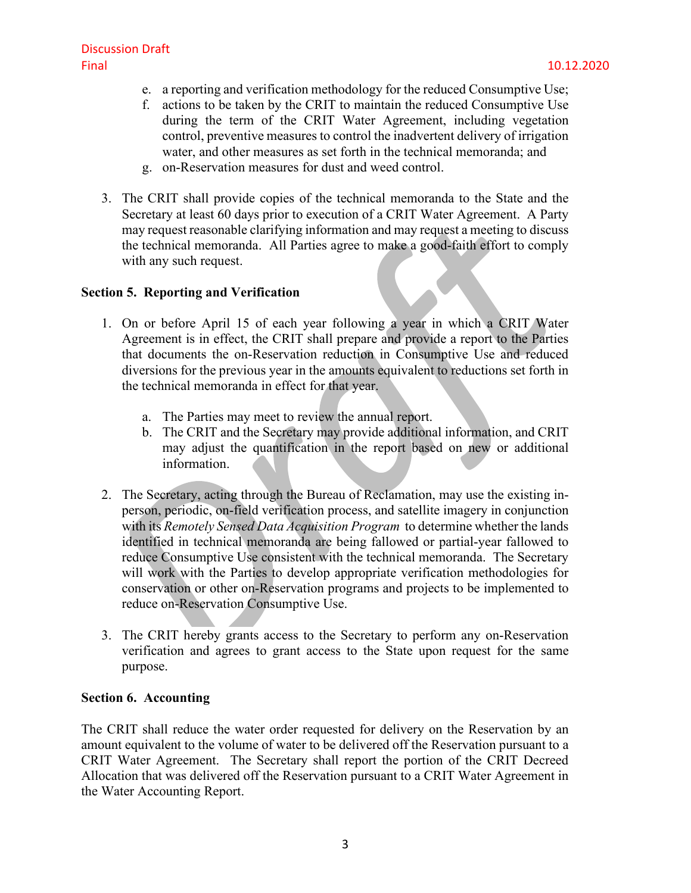e. a reporting and verification methodology for the reduced Consumptive Use;
f. actions to be taken by the CRIT to maintain the reduced Consumptive Use during the term of the CRIT Water Agreement, including vegetation control, preventive measures to control the inadvertent delivery of irrigation water, and other measures as set forth in the technical memoranda; and
g. on-Reservation measures for dust and weed control.

3. The CRIT shall provide copies of the technical memoranda to the State and the Secretary at least 60 days prior to execution of a CRIT Water Agreement. A Party may request reasonable clarifying information and may request a meeting to discuss the technical memoranda. All Parties agree to make a good-faith effort to comply with any such request.

**Section 5. Reporting and Verification**

1. On or before April 15 of each year following a year in which a CRIT Water Agreement is in effect, the CRIT shall prepare and provide a report to the Parties that documents the on-Reservation reduction in Consumptive Use and reduced diversions for the previous year in the amounts equivalent to reductions set forth in the technical memoranda in effect for that year.

   a. The Parties may meet to review the annual report.
   b. The CRIT and the Secretary may provide additional information, and CRIT may adjust the quantification in the report based on new or additional information.

2. The Secretary, acting through the Bureau of Reclamation, may use the existing in-person, periodic, on-field verification process, and satellite imagery in conjunction with its *Remotely Sensed Data Acquisition Program* to determine whether the lands identified in technical memoranda are being fallowed or partial-year fallowed to reduce Consumptive Use consistent with the technical memoranda. The Secretary will work with the Parties to develop appropriate verification methodologies for conservation or other on-Reservation programs and projects to be implemented to reduce on-Reservation Consumptive Use.

3. The CRIT hereby grants access to the Secretary to perform any on-Reservation verification and agrees to grant access to the State upon request for the same purpose.

**Section 6. Accounting**

The CRIT shall reduce the water order requested for delivery on the Reservation by an amount equivalent to the volume of water to be delivered off the Reservation pursuant to a CRIT Water Agreement. The Secretary shall report the portion of the CRIT Decreed Allocation that was delivered off the Reservation pursuant to a CRIT Water Agreement in the Water Accounting Report.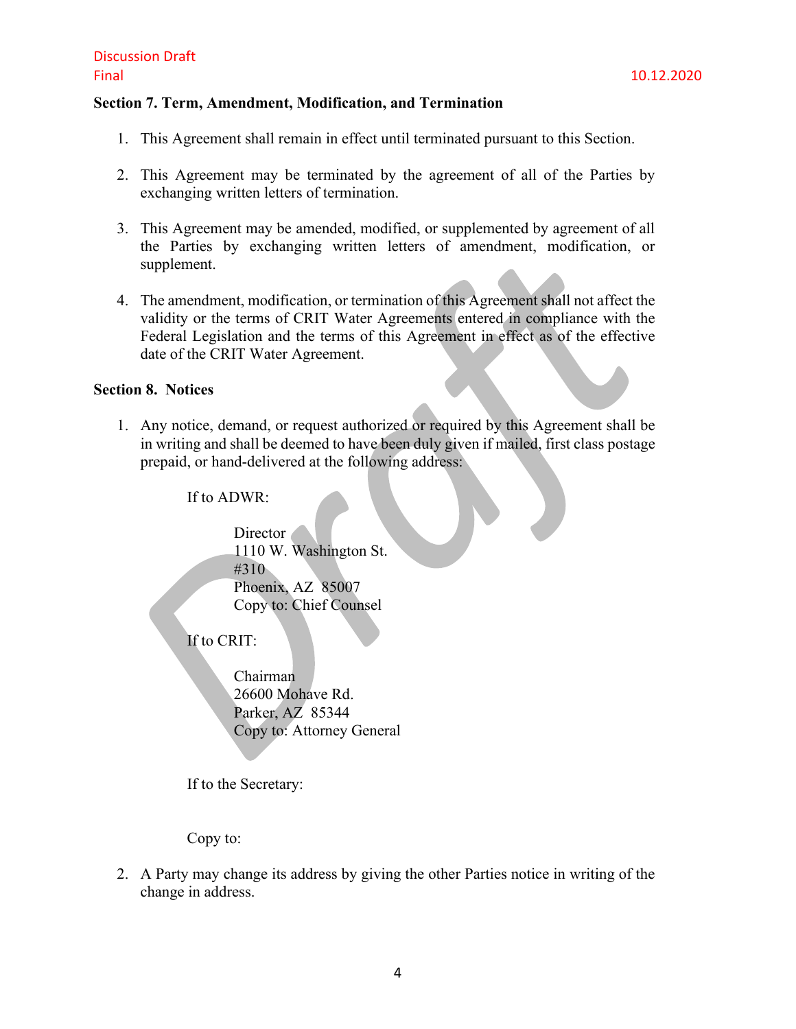## Section 7. Term, Amendment, Modification, and Termination

1. This Agreement shall remain in effect until terminated pursuant to this Section.

2. This Agreement may be terminated by the agreement of all of the Parties by exchanging written letters of termination.

3. This Agreement may be amended, modified, or supplemented by agreement of all the Parties by exchanging written letters of amendment, modification, or supplement.

4. The amendment, modification, or termination of this Agreement shall not affect the validity or the terms of CRIT Water Agreements entered in compliance with the Federal Legislation and the terms of this Agreement in effect as of the effective date of the CRIT Water Agreement.

## Section 8. Notices

1. Any notice, demand, or request authorized or required by this Agreement shall be in writing and shall be deemed to have been duly given if mailed, first class postage prepaid, or hand-delivered at the following address:

   If to ADWR:

   Director
   1110 W. Washington St.
   #310
   Phoenix, AZ 85007
   Copy to: Chief Counsel

   If to CRIT:

   Chairman
   26600 Mohave Rd.
   Parker, AZ 85344
   Copy to: Attorney General

   If to the Secretary:

   Copy to:

2. A Party may change its address by giving the other Parties notice in writing of the change in address.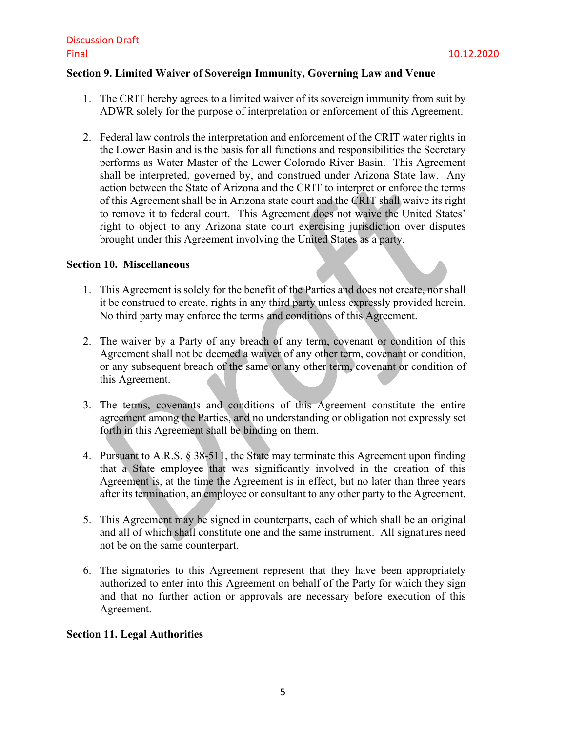**Section 9. Limited Waiver of Sovereign Immunity, Governing Law and Venue**

1. The CRIT hereby agrees to a limited waiver of its sovereign immunity from suit by ADWR solely for the purpose of interpretation or enforcement of this Agreement.

2. Federal law controls the interpretation and enforcement of the CRIT water rights in the Lower Basin and is the basis for all functions and responsibilities the Secretary performs as Water Master of the Lower Colorado River Basin. This Agreement shall be interpreted, governed by, and construed under Arizona State law. Any action between the State of Arizona and the CRIT to interpret or enforce the terms of this Agreement shall be in Arizona state court and the CRIT shall waive its right to remove it to federal court. This Agreement does not waive the United States' right to object to any Arizona state court exercising jurisdiction over disputes brought under this Agreement involving the United States as a party.

**Section 10. Miscellaneous**

1. This Agreement is solely for the benefit of the Parties and does not create, nor shall it be construed to create, rights in any third party unless expressly provided herein. No third party may enforce the terms and conditions of this Agreement.

2. The waiver by a Party of any breach of any term, covenant or condition of this Agreement shall not be deemed a waiver of any other term, covenant or condition, or any subsequent breach of the same or any other term, covenant or condition of this Agreement.

3. The terms, covenants and conditions of this Agreement constitute the entire agreement among the Parties, and no understanding or obligation not expressly set forth in this Agreement shall be binding on them.

4. Pursuant to A.R.S. § 38-511, the State may terminate this Agreement upon finding that a State employee that was significantly involved in the creation of this Agreement is, at the time the Agreement is in effect, but no later than three years after its termination, an employee or consultant to any other party to the Agreement.

5. This Agreement may be signed in counterparts, each of which shall be an original and all of which shall constitute one and the same instrument. All signatures need not be on the same counterpart.

6. The signatories to this Agreement represent that they have been appropriately authorized to enter into this Agreement on behalf of the Party for which they sign and that no further action or approvals are necessary before execution of this Agreement.

**Section 11. Legal Authorities**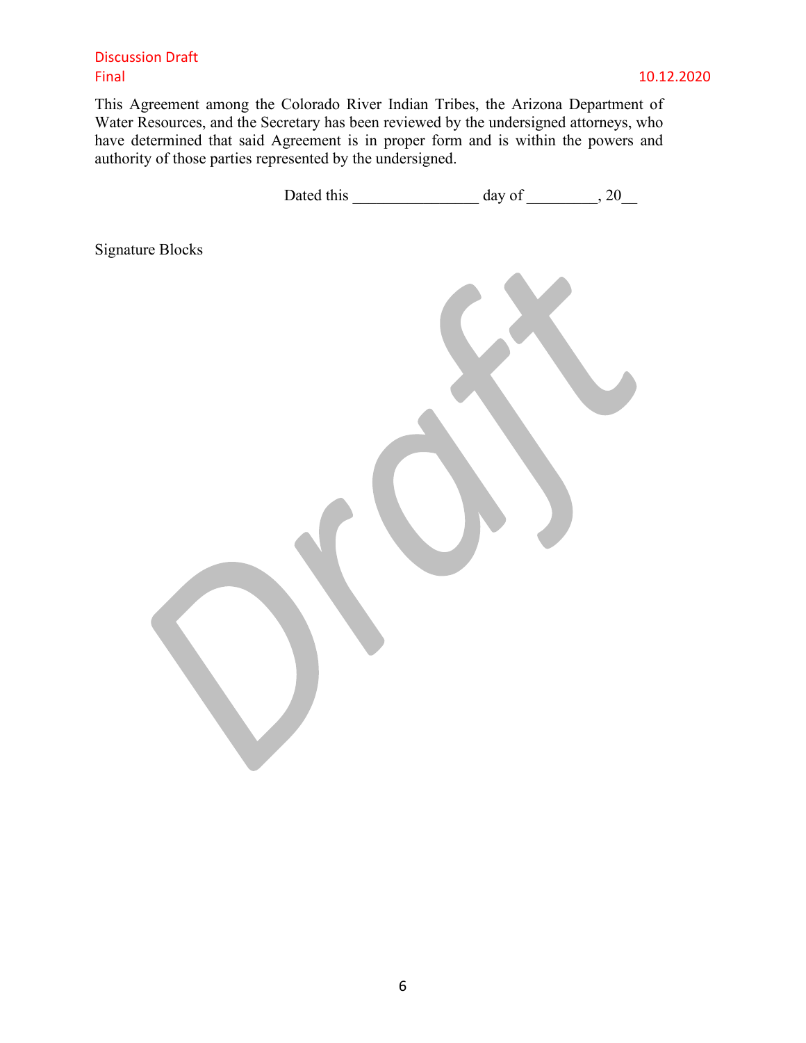This Agreement among the Colorado River Indian Tribes, the Arizona Department of Water Resources, and the Secretary has been reviewed by the undersigned attorneys, who have determined that said Agreement is in proper form and is within the powers and authority of those parties represented by the undersigned.

Dated this _______________ day of _________, 20__

Signature Blocks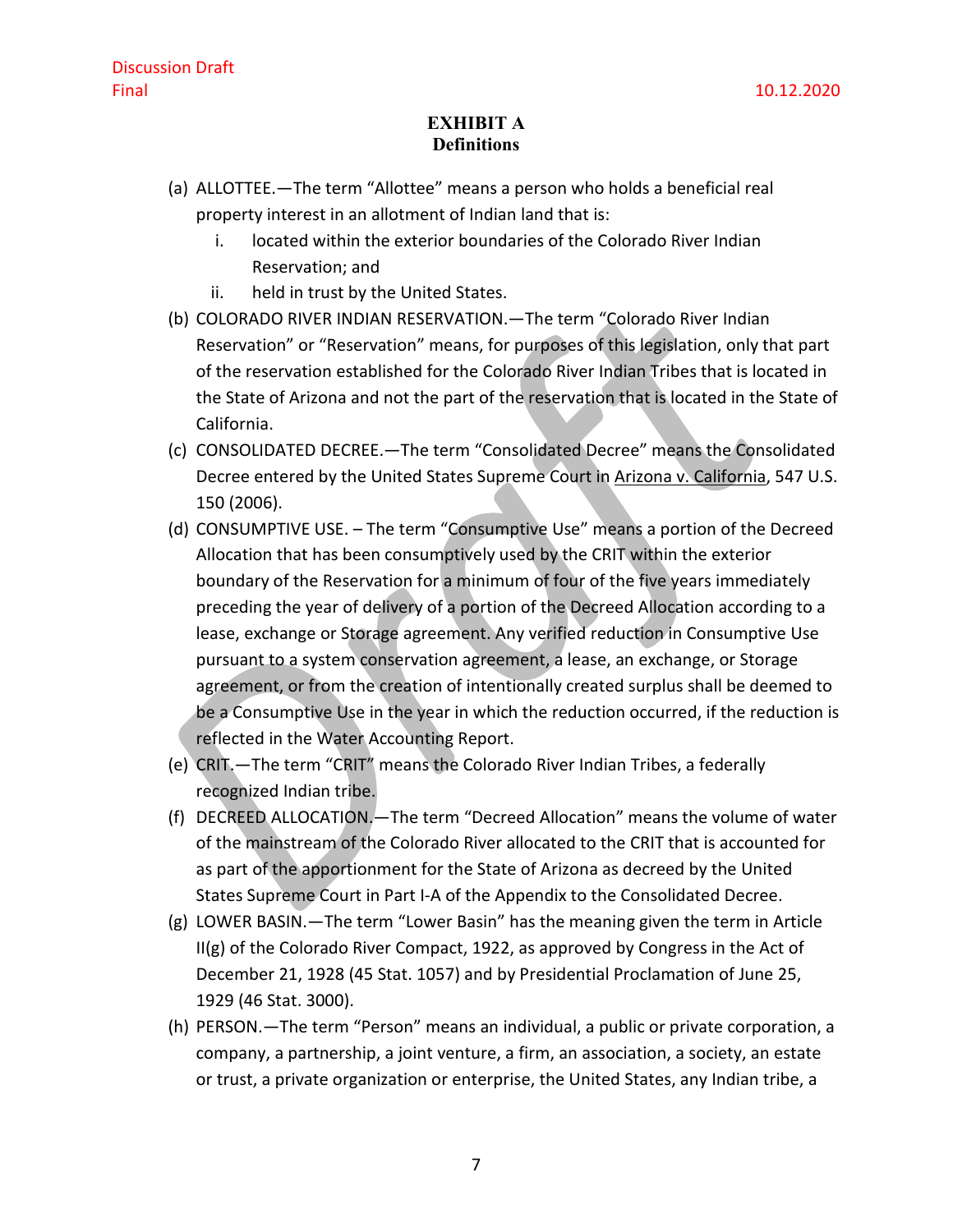Discussion Draft
Final 10.12.2020

**EXHIBIT A**
**Definitions**

(a) ALLOTTEE.—The term "Allottee" means a person who holds a beneficial real property interest in an allotment of Indian land that is:

  i. located within the exterior boundaries of the Colorado River Indian Reservation; and

  ii. held in trust by the United States.

(b) COLORADO RIVER INDIAN RESERVATION.—The term "Colorado River Indian Reservation" or "Reservation" means, for purposes of this legislation, only that part of the reservation established for the Colorado River Indian Tribes that is located in the State of Arizona and not the part of the reservation that is located in the State of California.

(c) CONSOLIDATED DECREE.—The term "Consolidated Decree" means the Consolidated Decree entered by the United States Supreme Court in Arizona v. California, 547 U.S. 150 (2006).

(d) CONSUMPTIVE USE. – The term "Consumptive Use" means a portion of the Decreed Allocation that has been consumptively used by the CRIT within the exterior boundary of the Reservation for a minimum of four of the five years immediately preceding the year of delivery of a portion of the Decreed Allocation according to a lease, exchange or Storage agreement. Any verified reduction in Consumptive Use pursuant to a system conservation agreement, a lease, an exchange, or Storage agreement, or from the creation of intentionally created surplus shall be deemed to be a Consumptive Use in the year in which the reduction occurred, if the reduction is reflected in the Water Accounting Report.

(e) CRIT.—The term "CRIT" means the Colorado River Indian Tribes, a federally recognized Indian tribe.

(f) DECREED ALLOCATION.—The term "Decreed Allocation" means the volume of water of the mainstream of the Colorado River allocated to the CRIT that is accounted for as part of the apportionment for the State of Arizona as decreed by the United States Supreme Court in Part I-A of the Appendix to the Consolidated Decree.

(g) LOWER BASIN.—The term "Lower Basin" has the meaning given the term in Article II(g) of the Colorado River Compact, 1922, as approved by Congress in the Act of December 21, 1928 (45 Stat. 1057) and by Presidential Proclamation of June 25, 1929 (46 Stat. 3000).

(h) PERSON.—The term "Person" means an individual, a public or private corporation, a company, a partnership, a joint venture, a firm, an association, a society, an estate or trust, a private organization or enterprise, the United States, any Indian tribe, a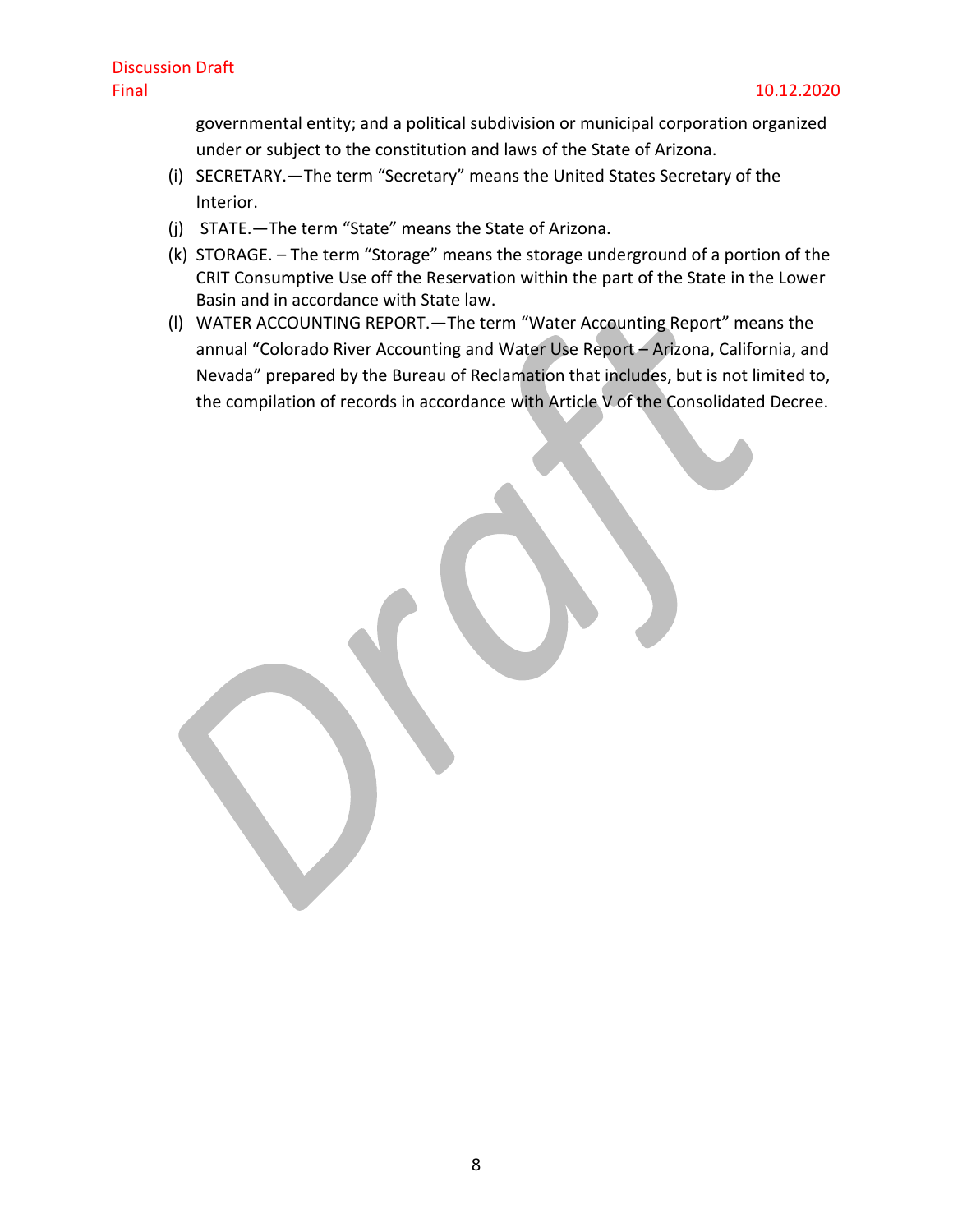governmental entity; and a political subdivision or municipal corporation organized under or subject to the constitution and laws of the State of Arizona.

(i) SECRETARY.—The term “Secretary” means the United States Secretary of the Interior.

(j) STATE.—The term “State” means the State of Arizona.

(k) STORAGE. – The term “Storage” means the storage underground of a portion of the CRIT Consumptive Use off the Reservation within the part of the State in the Lower Basin and in accordance with State law.

(l) WATER ACCOUNTING REPORT.—The term “Water Accounting Report” means the annual “Colorado River Accounting and Water Use Report – Arizona, California, and Nevada” prepared by the Bureau of Reclamation that includes, but is not limited to, the compilation of records in accordance with Article V of the Consolidated Decree.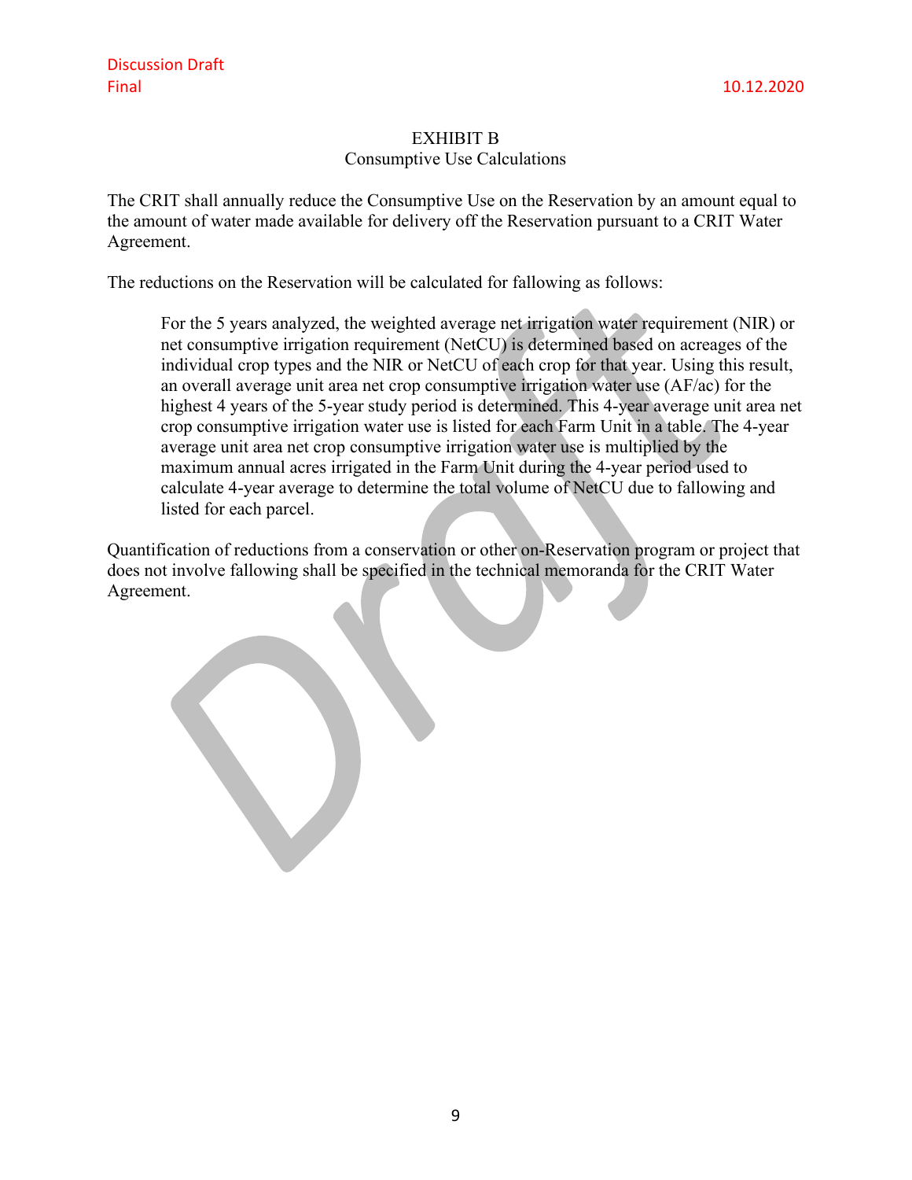# EXHIBIT B

## Consumptive Use Calculations

The CRIT shall annually reduce the Consumptive Use on the Reservation by an amount equal to the amount of water made available for delivery off the Reservation pursuant to a CRIT Water Agreement.

The reductions on the Reservation will be calculated for fallowing as follows:

> For the 5 years analyzed, the weighted average net irrigation water requirement (NIR) or net consumptive irrigation requirement (NetCU) is determined based on acreages of the individual crop types and the NIR or NetCU of each crop for that year. Using this result, an overall average unit area net crop consumptive irrigation water use (AF/ac) for the highest 4 years of the 5-year study period is determined. This 4-year average unit area net crop consumptive irrigation water use is listed for each Farm Unit in a table. The 4-year average unit area net crop consumptive irrigation water use is multiplied by the maximum annual acres irrigated in the Farm Unit during the 4-year period used to calculate 4-year average to determine the total volume of NetCU due to fallowing and listed for each parcel.

Quantification of reductions from a conservation or other on-Reservation program or project that does not involve fallowing shall be specified in the technical memoranda for the CRIT Water Agreement.